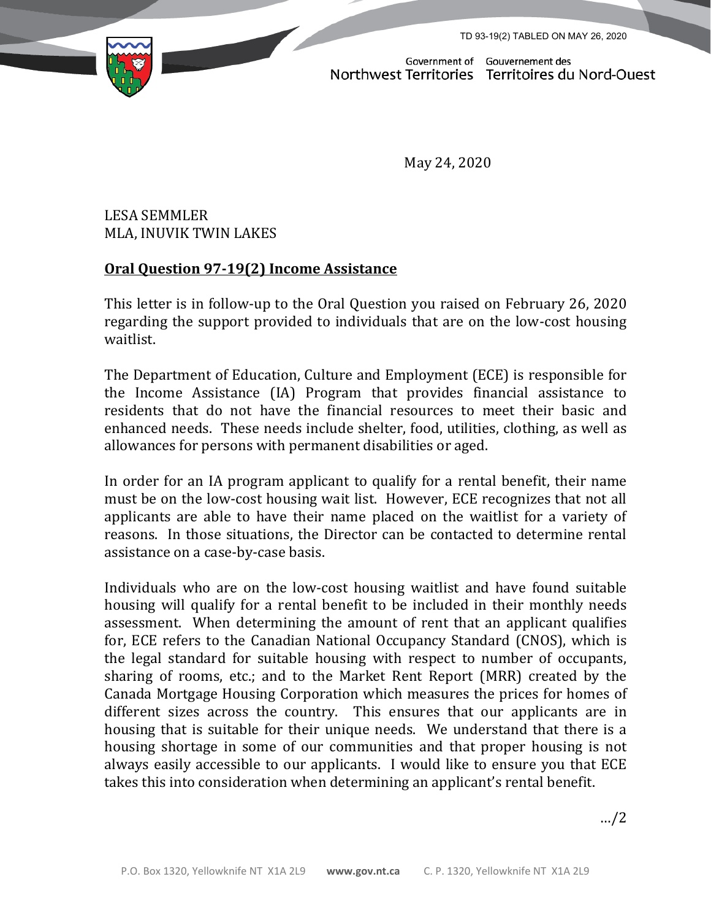TD 93-19(2) TABLED ON MAY 26, 2020

Government of Northwest Territories / Gouvernement des Territoires du Nord-Ouest

May 24, 2020

LESA SEMMLER
MLA, INUVIK TWIN LAKES

**Oral Question 97-19(2) Income Assistance**

This letter is in follow-up to the Oral Question you raised on February 26, 2020 regarding the support provided to individuals that are on the low-cost housing waitlist.

The Department of Education, Culture and Employment (ECE) is responsible for the Income Assistance (IA) Program that provides financial assistance to residents that do not have the financial resources to meet their basic and enhanced needs. These needs include shelter, food, utilities, clothing, as well as allowances for persons with permanent disabilities or aged.

In order for an IA program applicant to qualify for a rental benefit, their name must be on the low-cost housing wait list. However, ECE recognizes that not all applicants are able to have their name placed on the waitlist for a variety of reasons. In those situations, the Director can be contacted to determine rental assistance on a case-by-case basis.

Individuals who are on the low-cost housing waitlist and have found suitable housing will qualify for a rental benefit to be included in their monthly needs assessment. When determining the amount of rent that an applicant qualifies for, ECE refers to the Canadian National Occupancy Standard (CNOS), which is the legal standard for suitable housing with respect to number of occupants, sharing of rooms, etc.; and to the Market Rent Report (MRR) created by the Canada Mortgage Housing Corporation which measures the prices for homes of different sizes across the country. This ensures that our applicants are in housing that is suitable for their unique needs. We understand that there is a housing shortage in some of our communities and that proper housing is not always easily accessible to our applicants. I would like to ensure you that ECE takes this into consideration when determining an applicant's rental benefit.

…/2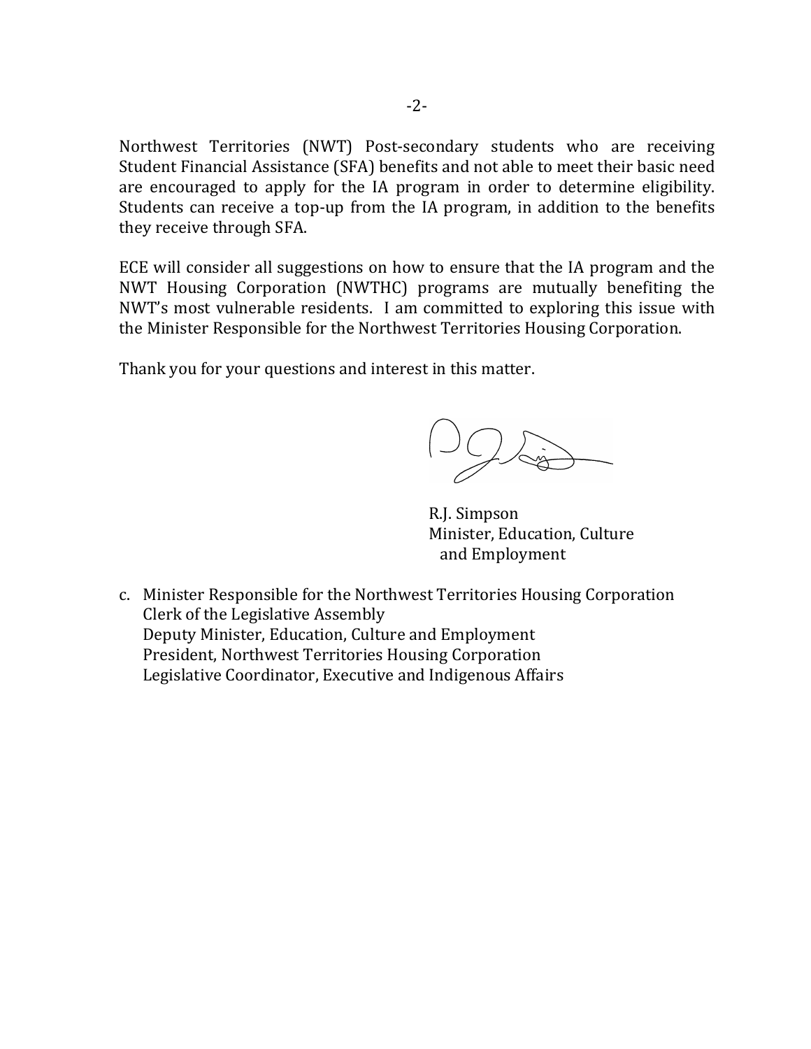Northwest Territories (NWT) Post-secondary students who are receiving Student Financial Assistance (SFA) benefits and not able to meet their basic need are encouraged to apply for the IA program in order to determine eligibility. Students can receive a top-up from the IA program, in addition to the benefits they receive through SFA.

ECE will consider all suggestions on how to ensure that the IA program and the NWT Housing Corporation (NWTHC) programs are mutually benefiting the NWT's most vulnerable residents. I am committed to exploring this issue with the Minister Responsible for the Northwest Territories Housing Corporation.

Thank you for your questions and interest in this matter.

R.J. Simpson
Minister, Education, Culture
and Employment

c. Minister Responsible for the Northwest Territories Housing Corporation
Clerk of the Legislative Assembly
Deputy Minister, Education, Culture and Employment
President, Northwest Territories Housing Corporation
Legislative Coordinator, Executive and Indigenous Affairs